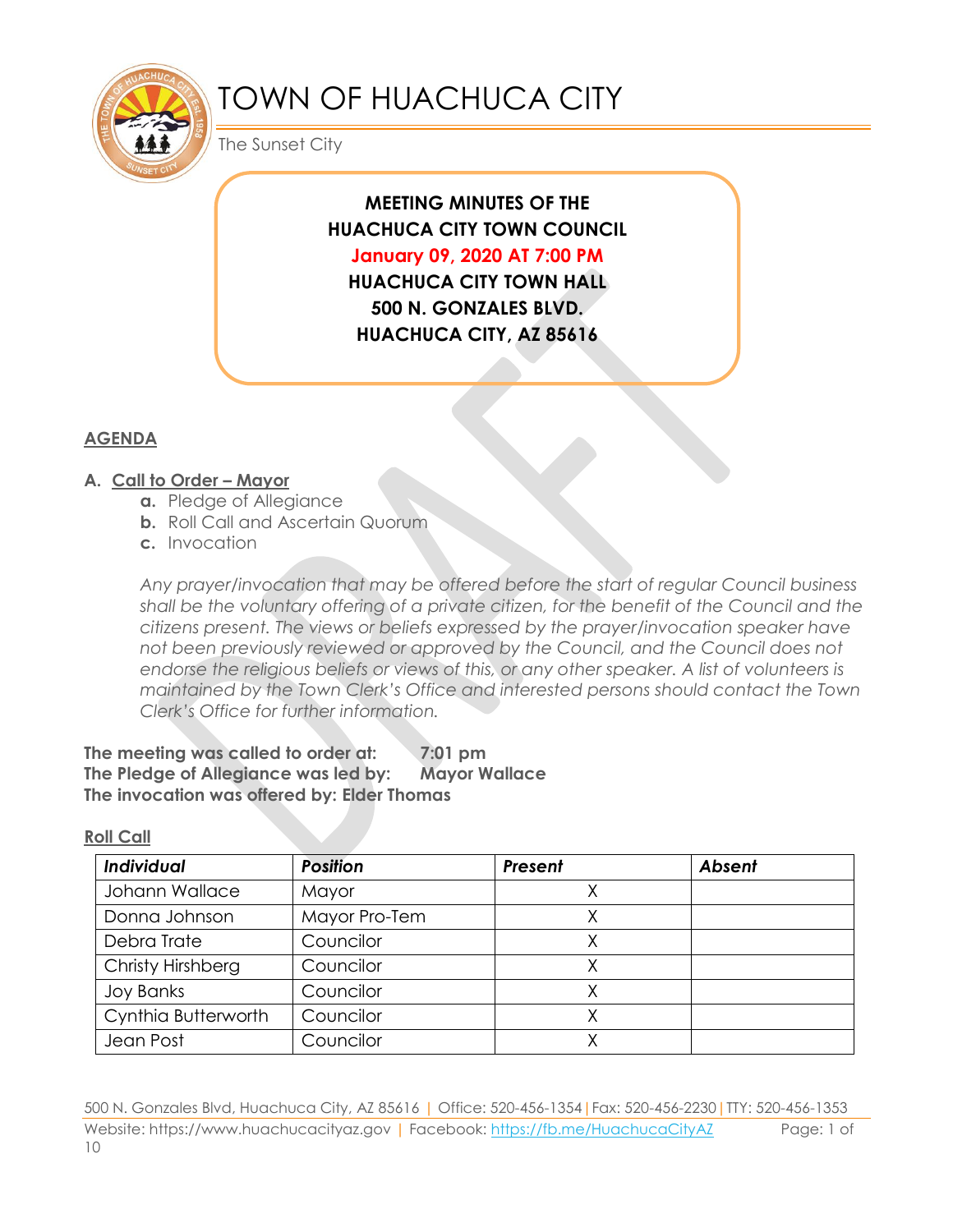# TOWN OF HUACHUCA CITY

The Sunset City

**MEETING MINUTES OF THE**
**HUACHUCA CITY TOWN COUNCIL**
**January 09, 2020 AT 7:00 PM**
**HUACHUCA CITY TOWN HALL**
**500 N. GONZALES BLVD.**
**HUACHUCA CITY, AZ 85616**

## AGENDA

**A. Call to Order – Mayor**

- **a.** Pledge of Allegiance
- **b.** Roll Call and Ascertain Quorum
- **c.** Invocation

*Any prayer/invocation that may be offered before the start of regular Council business shall be the voluntary offering of a private citizen, for the benefit of the Council and the citizens present. The views or beliefs expressed by the prayer/invocation speaker have not been previously reviewed or approved by the Council, and the Council does not endorse the religious beliefs or views of this, or any other speaker. A list of volunteers is maintained by the Town Clerk's Office and interested persons should contact the Town Clerk's Office for further information.*

**The meeting was called to order at:** **7:01 pm**
**The Pledge of Allegiance was led by:** **Mayor Wallace**
**The invocation was offered by: Elder Thomas**

**Roll Call**

| Individual | Position | Present | Absent |
|---|---|---|---|
| Johann Wallace | Mayor | X | |
| Donna Johnson | Mayor Pro-Tem | X | |
| Debra Trate | Councilor | X | |
| Christy Hirshberg | Councilor | X | |
| Joy Banks | Councilor | X | |
| Cynthia Butterworth | Councilor | X | |
| Jean Post | Councilor | X | |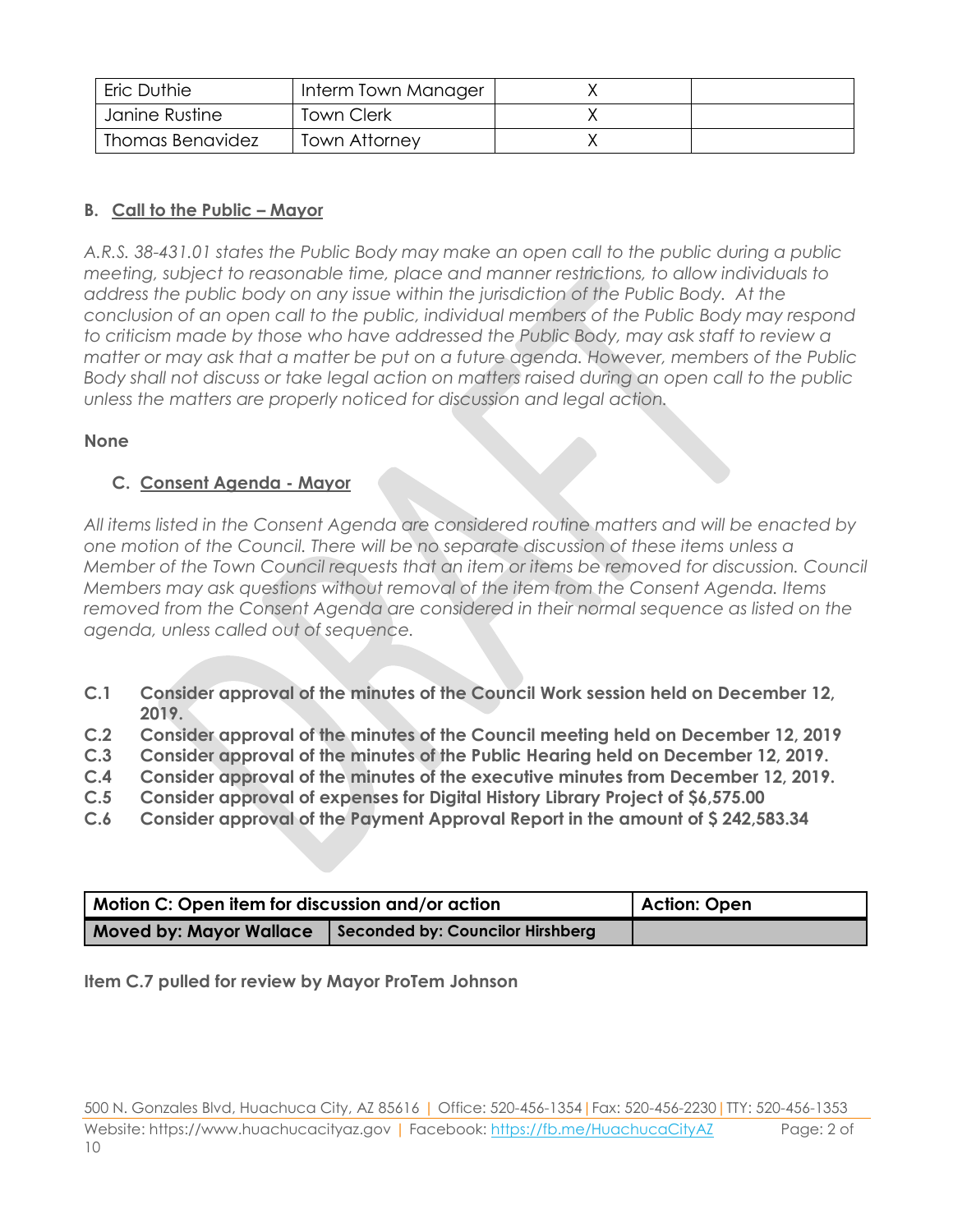| Eric Duthie | Interm Town Manager | X | |
|---|---|---|---|
| Janine Rustine | Town Clerk | X | |
| Thomas Benavidez | Town Attorney | X | |

**B. Call to the Public – Mayor**

*A.R.S. 38-431.01 states the Public Body may make an open call to the public during a public meeting, subject to reasonable time, place and manner restrictions, to allow individuals to address the public body on any issue within the jurisdiction of the Public Body. At the conclusion of an open call to the public, individual members of the Public Body may respond to criticism made by those who have addressed the Public Body, may ask staff to review a matter or may ask that a matter be put on a future agenda. However, members of the Public Body shall not discuss or take legal action on matters raised during an open call to the public unless the matters are properly noticed for discussion and legal action.*

**None**

**C. Consent Agenda - Mayor**

*All items listed in the Consent Agenda are considered routine matters and will be enacted by one motion of the Council. There will be no separate discussion of these items unless a Member of the Town Council requests that an item or items be removed for discussion. Council Members may ask questions without removal of the item from the Consent Agenda. Items removed from the Consent Agenda are considered in their normal sequence as listed on the agenda, unless called out of sequence.*

**C.1 Consider approval of the minutes of the Council Work session held on December 12, 2019.**
**C.2 Consider approval of the minutes of the Council meeting held on December 12, 2019**
**C.3 Consider approval of the minutes of the Public Hearing held on December 12, 2019.**
**C.4 Consider approval of the minutes of the executive minutes from December 12, 2019.**
**C.5 Consider approval of expenses for Digital History Library Project of $6,575.00**
**C.6 Consider approval of the Payment Approval Report in the amount of $ 242,583.34**

| Motion C: Open item for discussion and/or action | | Action: Open |
|---|---|---|
| Moved by: Mayor Wallace | Seconded by: Councilor Hirshberg | |

**Item C.7 pulled for review by Mayor ProTem Johnson**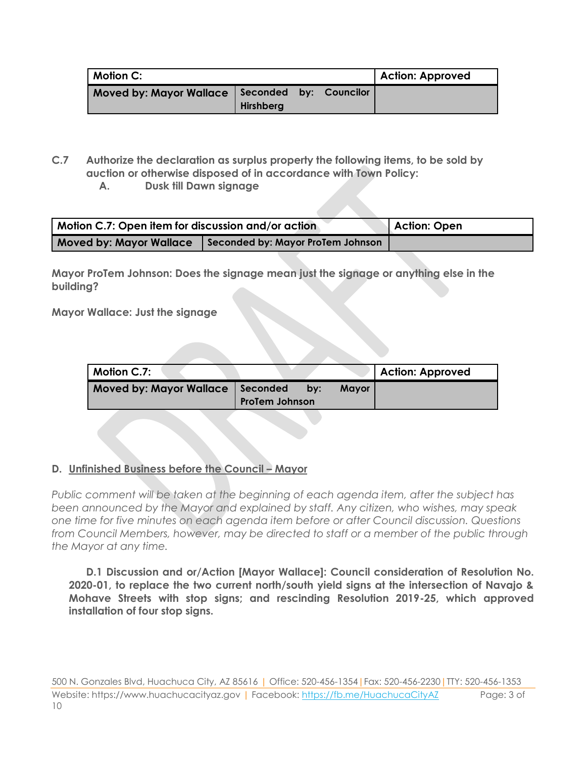| Motion C: | | Action: Approved |
|---|---|---|
| Moved by: Mayor Wallace | Seconded by: Councilor Hirshberg | |

**C.7 Authorize the declaration as surplus property the following items, to be sold by auction or otherwise disposed of in accordance with Town Policy:**

**A. Dusk till Dawn signage**

| Motion C.7: Open item for discussion and/or action | | Action: Open |
|---|---|---|
| Moved by: Mayor Wallace | Seconded by: Mayor ProTem Johnson | |

**Mayor ProTem Johnson: Does the signage mean just the signage or anything else in the building?**

**Mayor Wallace: Just the signage**

| Motion C.7: | | Action: Approved |
|---|---|---|
| Moved by: Mayor Wallace | Seconded by: Mayor ProTem Johnson | |

## D. Unfinished Business before the Council – Mayor

*Public comment will be taken at the beginning of each agenda item, after the subject has been announced by the Mayor and explained by staff. Any citizen, who wishes, may speak one time for five minutes on each agenda item before or after Council discussion. Questions from Council Members, however, may be directed to staff or a member of the public through the Mayor at any time.*

**D.1 Discussion and or/Action [Mayor Wallace]: Council consideration of Resolution No. 2020-01, to replace the two current north/south yield signs at the intersection of Navajo & Mohave Streets with stop signs; and rescinding Resolution 2019-25, which approved installation of four stop signs.**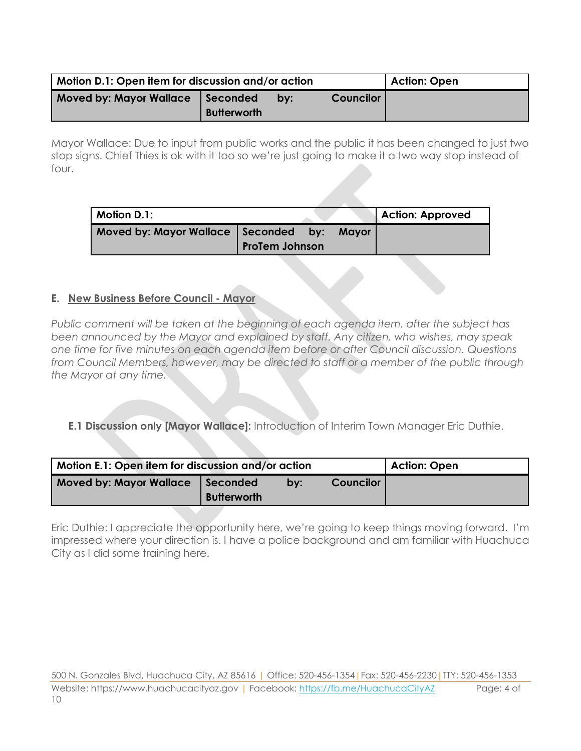| Motion D.1: Open item for discussion and/or action | | Action: Open |
|---|---|---|
| Moved by: Mayor Wallace | Seconded by: Councilor Butterworth | |

Mayor Wallace: Due to input from public works and the public it has been changed to just two stop signs. Chief Thies is ok with it too so we're just going to make it a two way stop instead of four.

| Motion D.1: | | Action: Approved |
|---|---|---|
| Moved by: Mayor Wallace | Seconded by: Mayor ProTem Johnson | |

## E. New Business Before Council - Mayor

*Public comment will be taken at the beginning of each agenda item, after the subject has been announced by the Mayor and explained by staff. Any citizen, who wishes, may speak one time for five minutes on each agenda item before or after Council discussion. Questions from Council Members, however, may be directed to staff or a member of the public through the Mayor at any time.*

**E.1 Discussion only [Mayor Wallace]:** Introduction of Interim Town Manager Eric Duthie.

| Motion E.1: Open item for discussion and/or action | | Action: Open |
|---|---|---|
| Moved by: Mayor Wallace | Seconded by: Councilor Butterworth | |

Eric Duthie: I appreciate the opportunity here, we're going to keep things moving forward. I'm impressed where your direction is. I have a police background and am familiar with Huachuca City as I did some training here.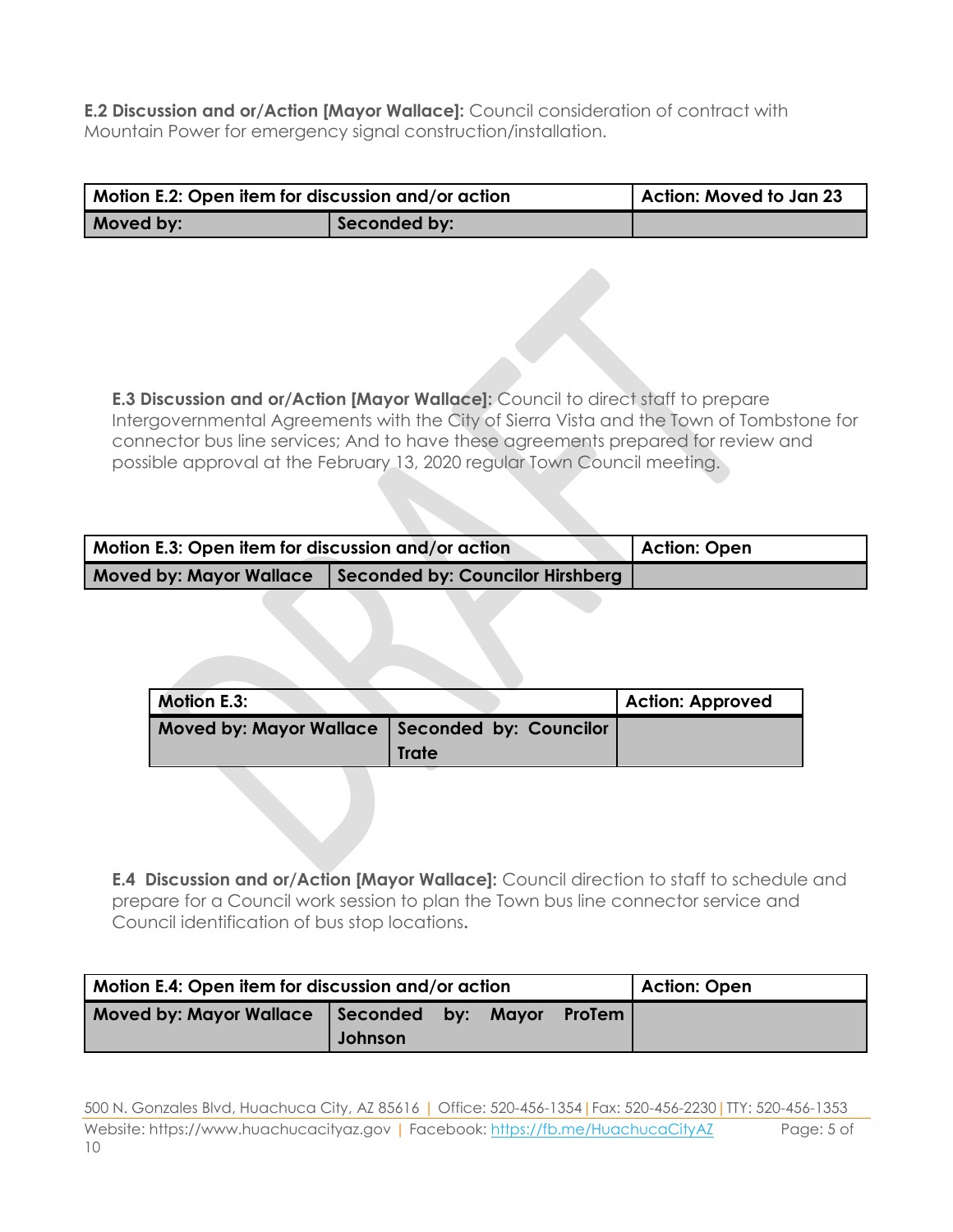**E.2 Discussion and or/Action [Mayor Wallace]:** Council consideration of contract with Mountain Power for emergency signal construction/installation.

| Motion E.2: Open item for discussion and/or action | | Action: Moved to Jan 23 |
|---|---|---|
| Moved by: | Seconded by: | |

**E.3 Discussion and or/Action [Mayor Wallace]:** Council to direct staff to prepare Intergovernmental Agreements with the City of Sierra Vista and the Town of Tombstone for connector bus line services; And to have these agreements prepared for review and possible approval at the February 13, 2020 regular Town Council meeting.

| Motion E.3: Open item for discussion and/or action | | Action: Open |
|---|---|---|
| Moved by: Mayor Wallace | Seconded by: Councilor Hirshberg | |

| Motion E.3: | | Action: Approved |
|---|---|---|
| Moved by: Mayor Wallace | Seconded by: Councilor Trate | |

**E.4 Discussion and or/Action [Mayor Wallace]:** Council direction to staff to schedule and prepare for a Council work session to plan the Town bus line connector service and Council identification of bus stop locations.

| Motion E.4: Open item for discussion and/or action | | Action: Open |
|---|---|---|
| Moved by: Mayor Wallace | Seconded by: Mayor ProTem Johnson | |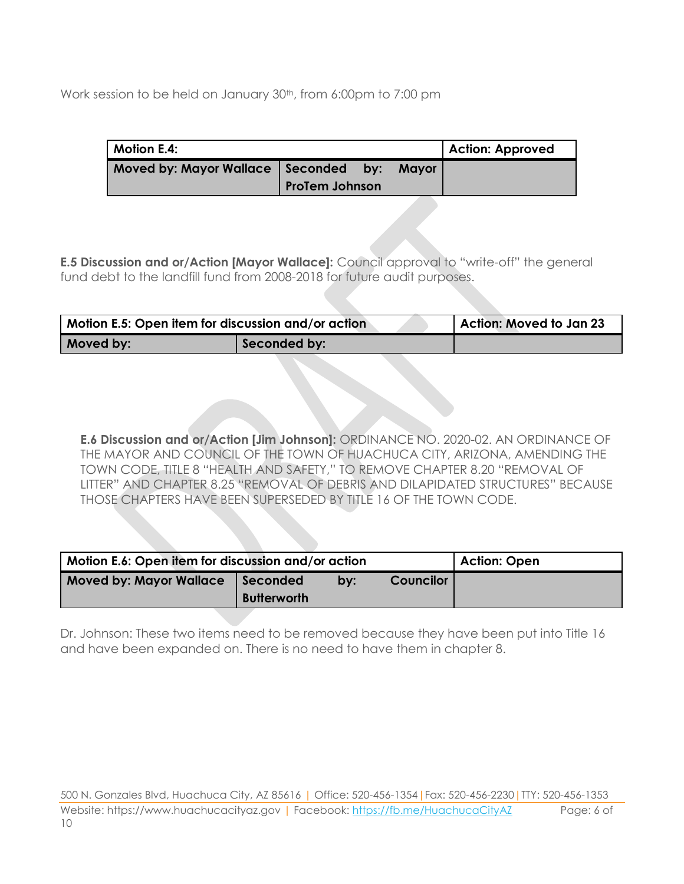Work session to be held on January 30th, from 6:00pm to 7:00 pm

| Motion E.4: | | Action: Approved |
|---|---|---|
| Moved by: Mayor Wallace | Seconded by: Mayor ProTem Johnson | |

**E.5 Discussion and or/Action [Mayor Wallace]:** Council approval to "write-off" the general fund debt to the landfill fund from 2008-2018 for future audit purposes.

| Motion E.5: Open item for discussion and/or action | | Action: Moved to Jan 23 |
|---|---|---|
| Moved by: | Seconded by: | |

**E.6 Discussion and or/Action [Jim Johnson]:** ORDINANCE NO. 2020-02. AN ORDINANCE OF THE MAYOR AND COUNCIL OF THE TOWN OF HUACHUCA CITY, ARIZONA, AMENDING THE TOWN CODE, TITLE 8 "HEALTH AND SAFETY," TO REMOVE CHAPTER 8.20 "REMOVAL OF LITTER" AND CHAPTER 8.25 "REMOVAL OF DEBRIS AND DILAPIDATED STRUCTURES" BECAUSE THOSE CHAPTERS HAVE BEEN SUPERSEDED BY TITLE 16 OF THE TOWN CODE.

| Motion E.6: Open item for discussion and/or action | | Action: Open |
|---|---|---|
| Moved by: Mayor Wallace | Seconded by: Councilor Butterworth | |

Dr. Johnson: These two items need to be removed because they have been put into Title 16 and have been expanded on. There is no need to have them in chapter 8.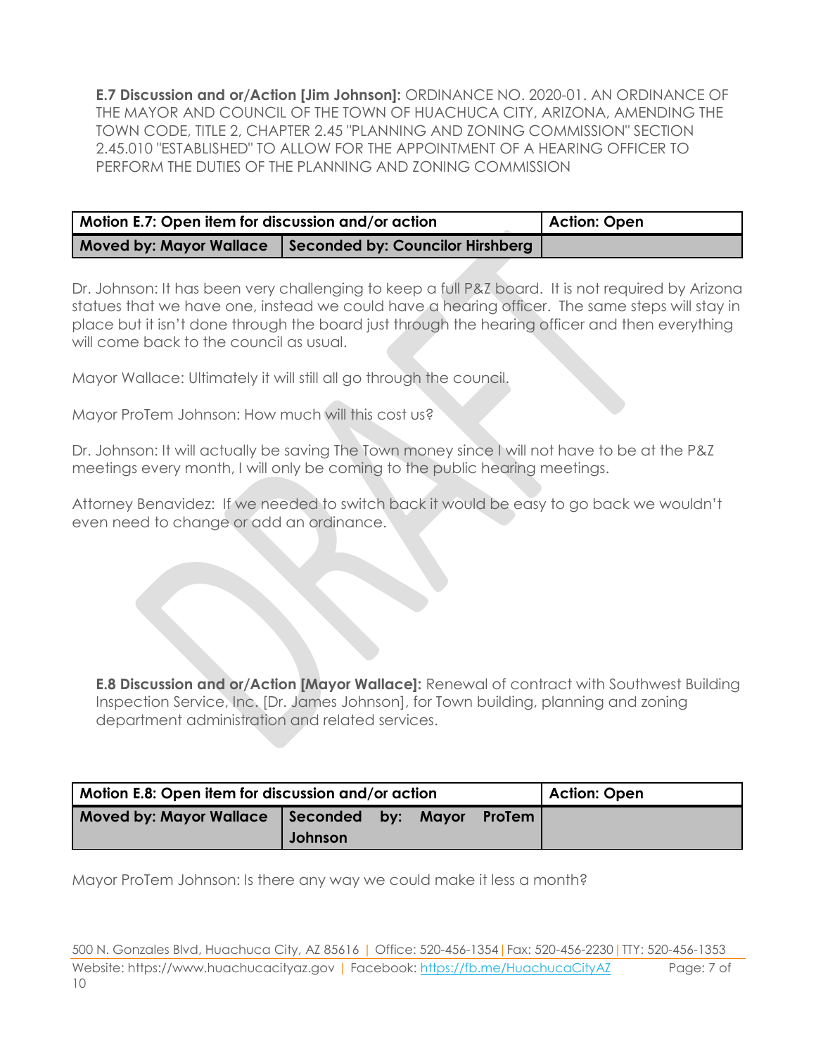**E.7 Discussion and or/Action [Jim Johnson]:** ORDINANCE NO. 2020-01. AN ORDINANCE OF THE MAYOR AND COUNCIL OF THE TOWN OF HUACHUCA CITY, ARIZONA, AMENDING THE TOWN CODE, TITLE 2, CHAPTER 2.45 "PLANNING AND ZONING COMMISSION" SECTION 2.45.010 "ESTABLISHED" TO ALLOW FOR THE APPOINTMENT OF A HEARING OFFICER TO PERFORM THE DUTIES OF THE PLANNING AND ZONING COMMISSION

| Motion E.7: Open item for discussion and/or action | | Action: Open |
|---|---|---|
| Moved by: Mayor Wallace | Seconded by: Councilor Hirshberg | |

Dr. Johnson: It has been very challenging to keep a full P&Z board. It is not required by Arizona statues that we have one, instead we could have a hearing officer. The same steps will stay in place but it isn't done through the board just through the hearing officer and then everything will come back to the council as usual.

Mayor Wallace: Ultimately it will still all go through the council.

Mayor ProTem Johnson: How much will this cost us?

Dr. Johnson: It will actually be saving The Town money since I will not have to be at the P&Z meetings every month, I will only be coming to the public hearing meetings.

Attorney Benavidez: If we needed to switch back it would be easy to go back we wouldn't even need to change or add an ordinance.

**E.8 Discussion and or/Action [Mayor Wallace]:** Renewal of contract with Southwest Building Inspection Service, Inc. [Dr. James Johnson], for Town building, planning and zoning department administration and related services.

| Motion E.8: Open item for discussion and/or action | | Action: Open |
|---|---|---|
| Moved by: Mayor Wallace | Seconded by: Mayor ProTem Johnson | |

Mayor ProTem Johnson: Is there any way we could make it less a month?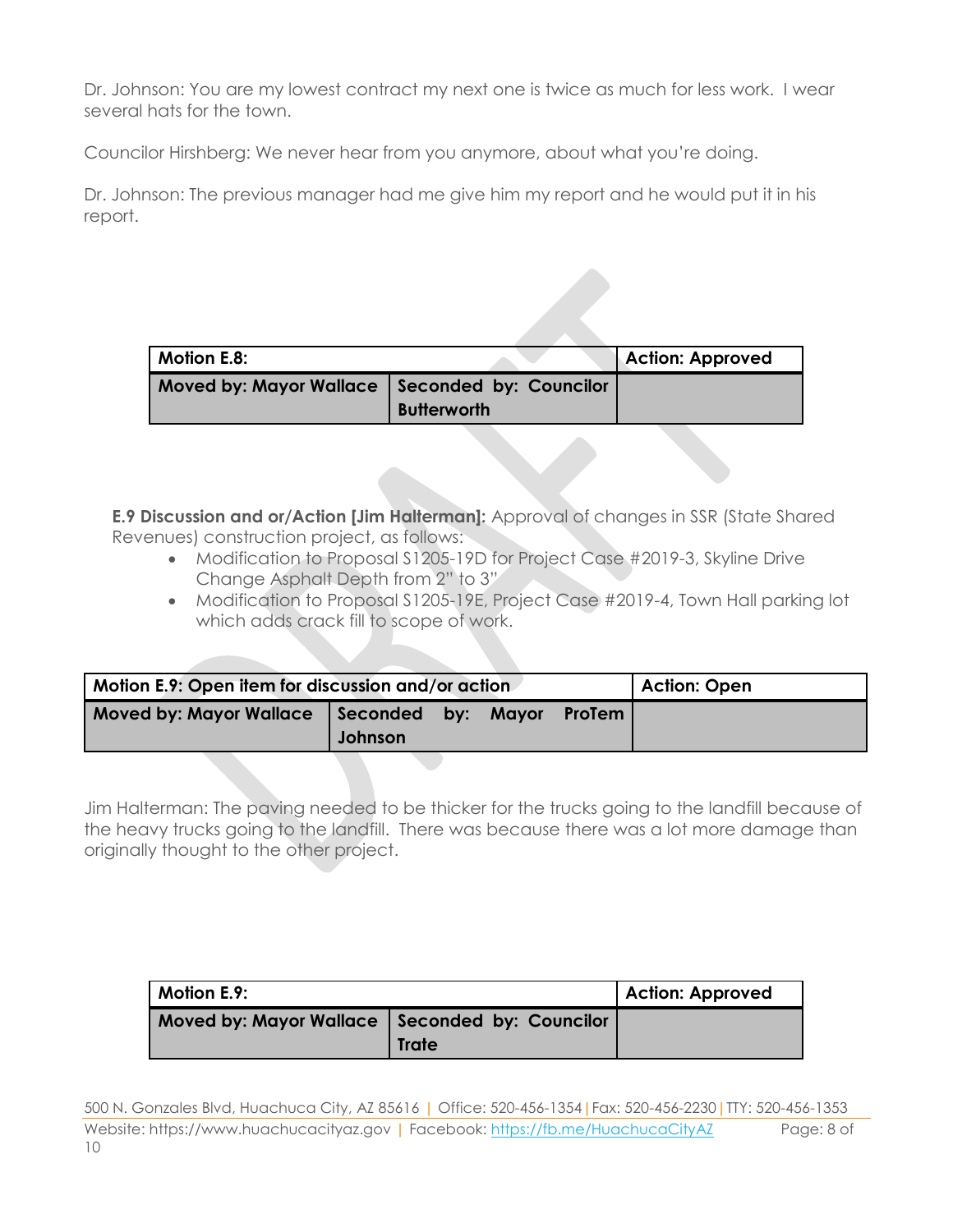Dr. Johnson: You are my lowest contract my next one is twice as much for less work. I wear several hats for the town.

Councilor Hirshberg: We never hear from you anymore, about what you're doing.

Dr. Johnson: The previous manager had me give him my report and he would put it in his report.

| Motion E.8: | | Action: Approved |
|---|---|---|
| Moved by: Mayor Wallace | Seconded by: Councilor Butterworth | |

**E.9 Discussion and or/Action [Jim Halterman]:** Approval of changes in SSR (State Shared Revenues) construction project, as follows:

- Modification to Proposal S1205-19D for Project Case #2019-3, Skyline Drive Change Asphalt Depth from 2" to 3"
- Modification to Proposal S1205-19E, Project Case #2019-4, Town Hall parking lot which adds crack fill to scope of work.

| Motion E.9: Open item for discussion and/or action | | Action: Open |
|---|---|---|
| Moved by: Mayor Wallace | Seconded by: Mayor ProTem Johnson | |

Jim Halterman: The paving needed to be thicker for the trucks going to the landfill because of the heavy trucks going to the landfill. There was because there was a lot more damage than originally thought to the other project.

| Motion E.9: | | Action: Approved |
|---|---|---|
| Moved by: Mayor Wallace | Seconded by: Councilor Trate | |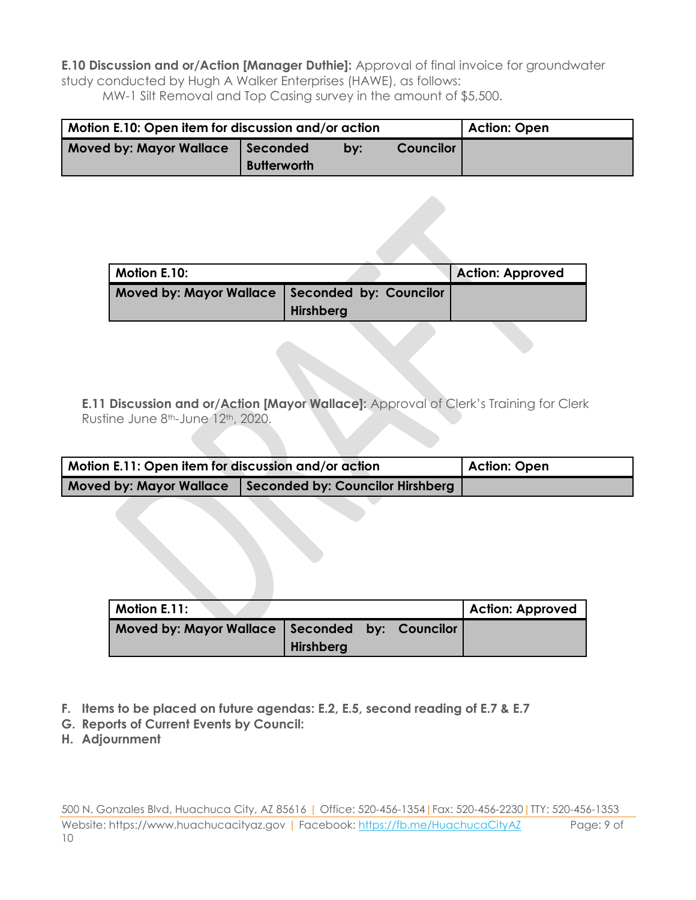**E.10 Discussion and or/Action [Manager Duthie]:** Approval of final invoice for groundwater study conducted by Hugh A Walker Enterprises (HAWE), as follows:
MW-1 Silt Removal and Top Casing survey in the amount of $5,500.

| Motion E.10: Open item for discussion and/or action | | Action: Open |
|---|---|---|
| Moved by: Mayor Wallace | Seconded by: Councilor Butterworth | |

| Motion E.10: | | Action: Approved |
|---|---|---|
| Moved by: Mayor Wallace | Seconded by: Councilor Hirshberg | |

**E.11 Discussion and or/Action [Mayor Wallace]:** Approval of Clerk's Training for Clerk Rustine June 8th-June 12th, 2020.

| Motion E.11: Open item for discussion and/or action | | Action: Open |
|---|---|---|
| Moved by: Mayor Wallace | Seconded by: Councilor Hirshberg | |

| Motion E.11: | | Action: Approved |
|---|---|---|
| Moved by: Mayor Wallace | Seconded by: Councilor Hirshberg | |

- **F. Items to be placed on future agendas: E.2, E.5, second reading of E.7 & E.7**
- **G. Reports of Current Events by Council:**
- **H. Adjournment**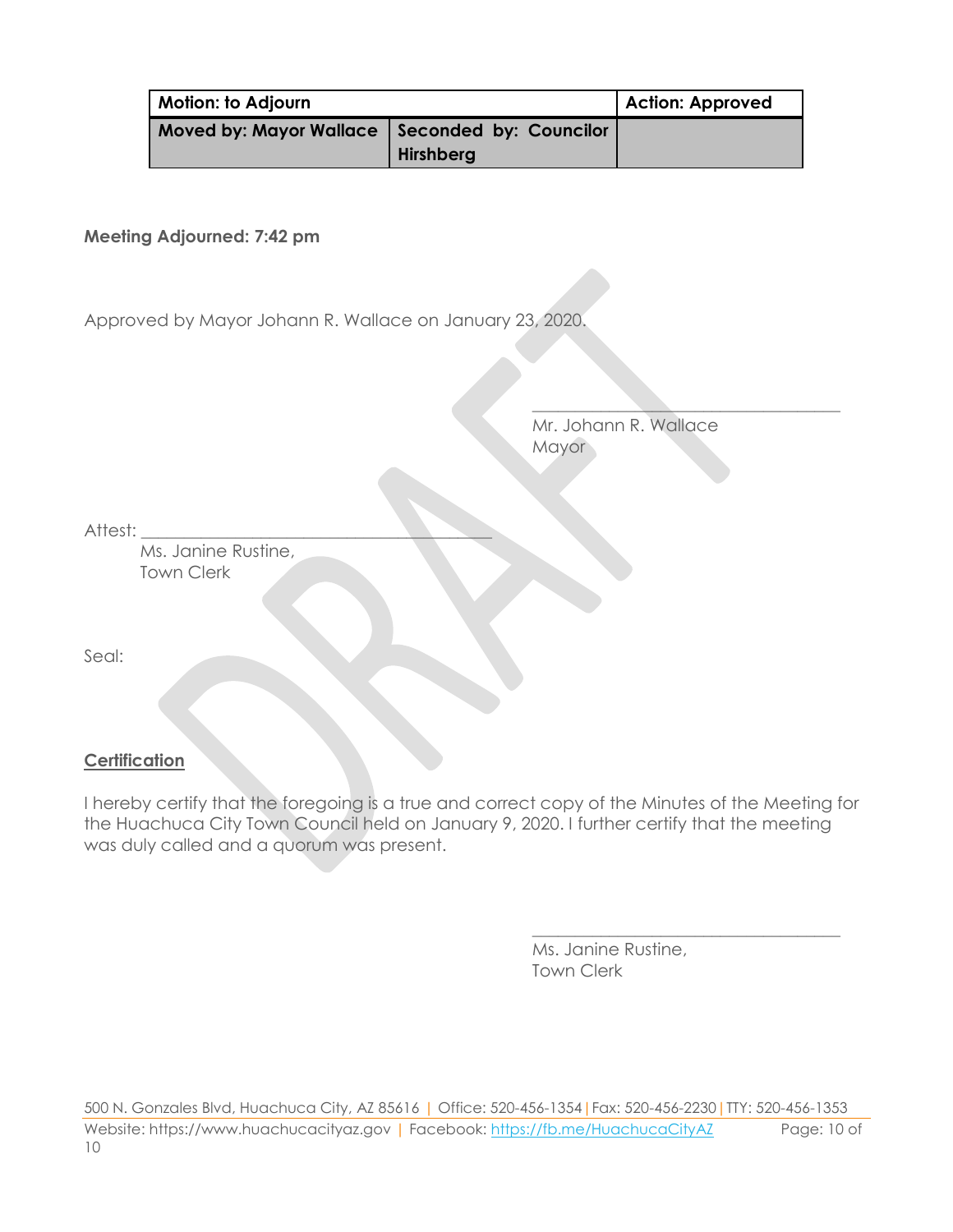| Motion: to Adjourn | | Action: Approved |
|---|---|---|
| Moved by: Mayor Wallace | Seconded by: Councilor Hirshberg | |

**Meeting Adjourned: 7:42 pm**

Approved by Mayor Johann R. Wallace on January 23, 2020.

_________________________________

Mr. Johann R. Wallace
Mayor

Attest: _________________________________

Ms. Janine Rustine,
Town Clerk

Seal:

**Certification**

I hereby certify that the foregoing is a true and correct copy of the Minutes of the Meeting for the Huachuca City Town Council held on January 9, 2020. I further certify that the meeting was duly called and a quorum was present.

_________________________________

Ms. Janine Rustine,
Town Clerk